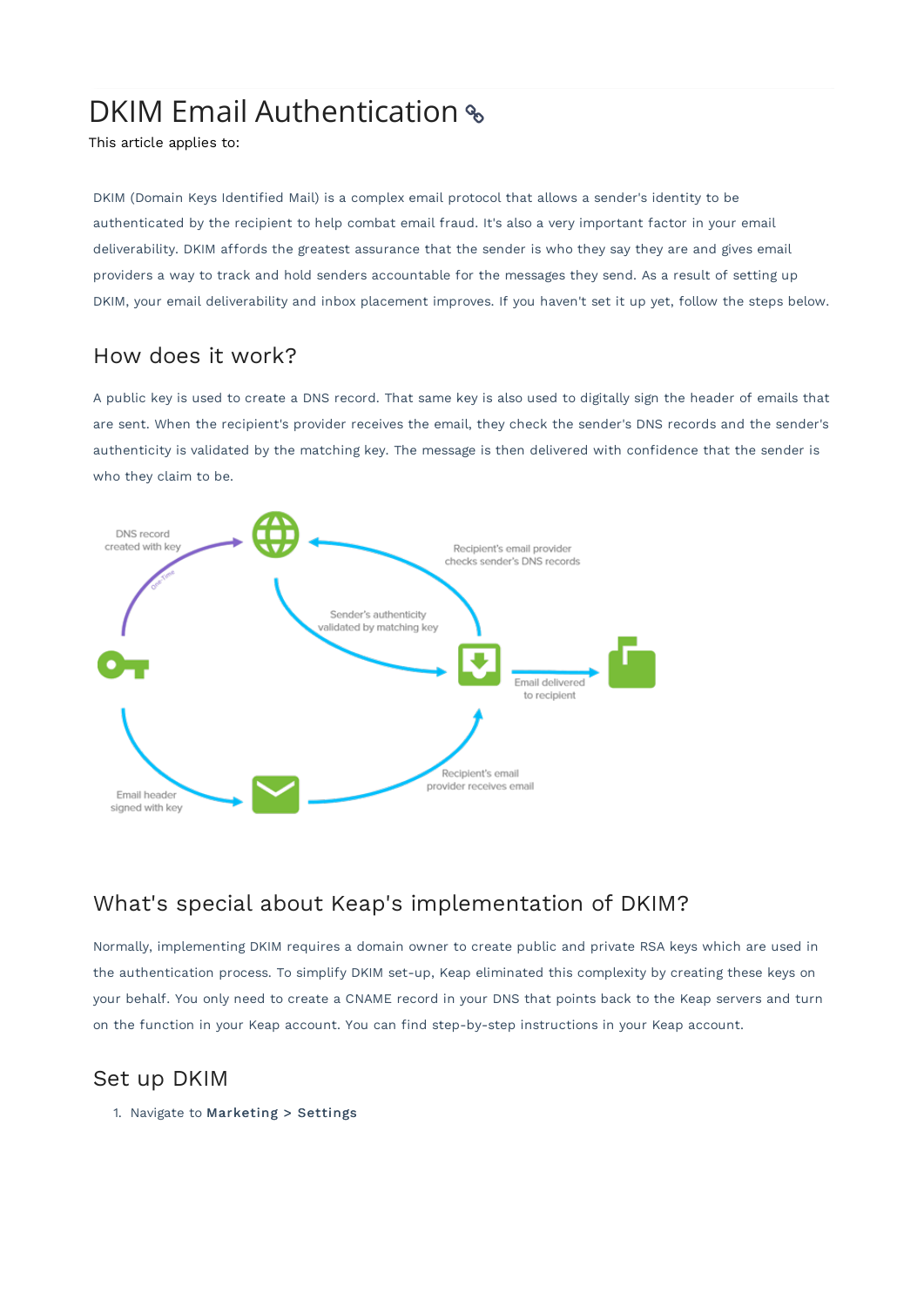# DKIM Email Authentication

This article applies to:

DKIM (Domain Keys Identified Mail) is a complex email protocol that allows a sender's identity to be authenticated by the recipient to help combat email fraud. It's also a very important factor in your email deliverability. DKIM affords the greatest assurance that the sender is who they say they are and gives email providers a way to track and hold senders accountable for the messages they send. As a result of setting up DKIM, your email deliverability and inbox placement improves. If you haven't set it up yet, follow the steps below.

## How does it work?

A public key is used to create a DNS record. That same key is also used to digitally sign the header of emails that are sent. When the recipient's provider receives the email, they check the sender's DNS records and the sender's authenticity is validated by the matching key. The message is then delivered with confidence that the sender is who they claim to be.

## What's special about Keap's implementation of DKIM?

Normally, implementing DKIM requires a domain owner to create public and private RSA keys which are used in the authentication process. To simplify DKIM set-up, Keap eliminated this complexity by creating these keys on your behalf. You only need to create a CNAME record in your DNS that points back to the Keap servers and turn on the function in your Keap account. You can find step-by-step instructions in your Keap account.

## Set up DKIM

1. Navigate to **Marketing > Settings**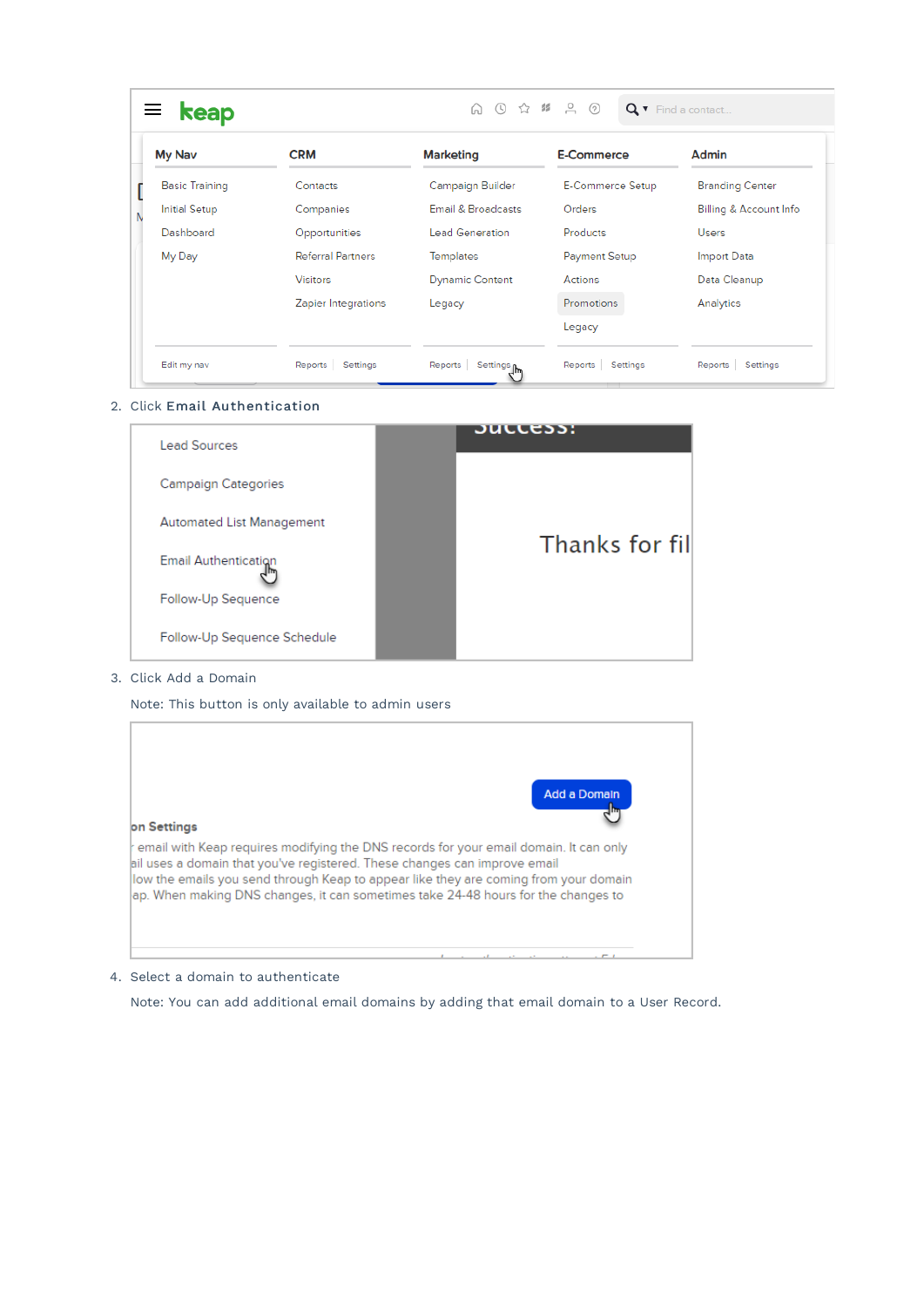2. Click Email Authentication

3. Click Add a Domain

   Note: This button is only available to admin users

4. Select a domain to authenticate

   Note: You can add additional email domains by adding that email domain to a User Record.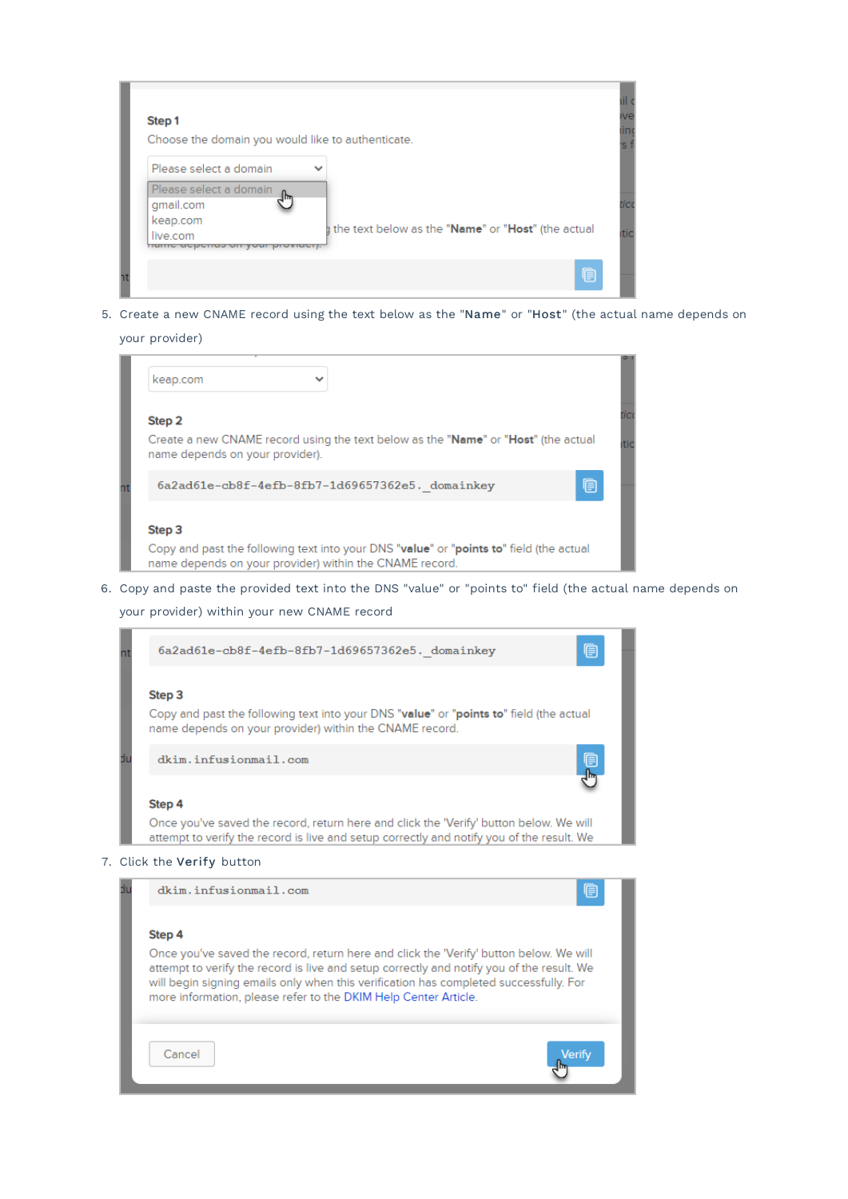Step 1

Choose the domain you would like to authenticate.

Please select a domain

- Please select a domain
- gmail.com
- keap.com
- live.com

5. Create a new CNAME record using the text below as the "**Name**" or "**Host**" (the actual name depends on your provider)

keap.com

Step 2

Create a new CNAME record using the text below as the "**Name**" or "**Host**" (the actual name depends on your provider).

```
6a2ad61e-cb8f-4efb-8fb7-1d69657362e5._domainkey
```

Step 3

Copy and past the following text into your DNS "**value**" or "**points to**" field (the actual name depends on your provider) within the CNAME record.

6. Copy and paste the provided text into the DNS "value" or "points to" field (the actual name depends on your provider) within your new CNAME record

```
6a2ad61e-cb8f-4efb-8fb7-1d69657362e5._domainkey
```

Step 3

Copy and past the following text into your DNS "**value**" or "**points to**" field (the actual name depends on your provider) within the CNAME record.

```
dkim.infusionmail.com
```

Step 4

Once you've saved the record, return here and click the 'Verify' button below. We will attempt to verify the record is live and setup correctly and notify you of the result. We

7. Click the **Verify** button

```
dkim.infusionmail.com
```

Step 4

Once you've saved the record, return here and click the 'Verify' button below. We will attempt to verify the record is live and setup correctly and notify you of the result. We will begin signing emails only when this verification has completed successfully. For more information, please refer to the DKIM Help Center Article.

Cancel | Verify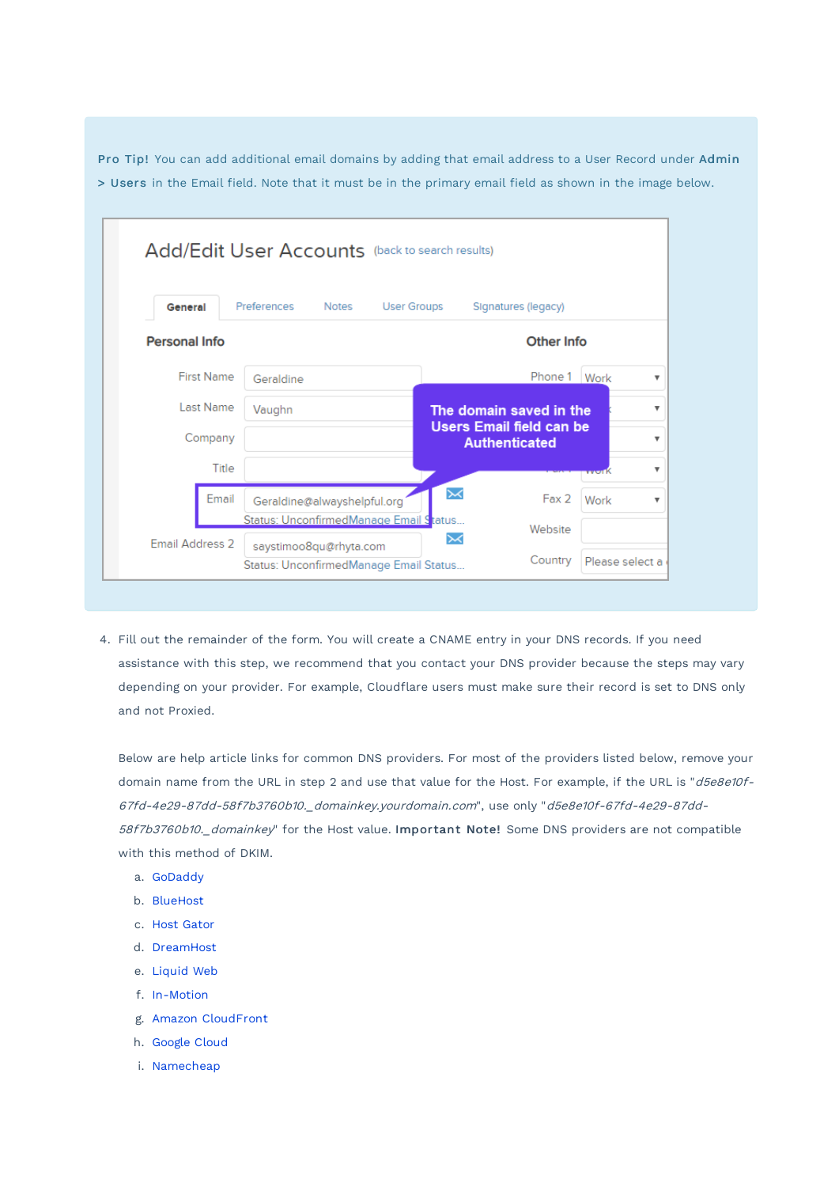**Pro Tip!** You can add additional email domains by adding that email address to a User Record under **Admin > Users** in the Email field. Note that it must be in the primary email field as shown in the image below.

4. Fill out the remainder of the form. You will create a CNAME entry in your DNS records. If you need assistance with this step, we recommend that you contact your DNS provider because the steps may vary depending on your provider. For example, Cloudflare users must make sure their record is set to DNS only and not Proxied.

   Below are help article links for common DNS providers. For most of the providers listed below, remove your domain name from the URL in step 2 and use that value for the Host. For example, if the URL is "*d5e8e10f-67fd-4e29-87dd-58f7b3760b10._domainkey.yourdomain.com*", use only "*d5e8e10f-67fd-4e29-87dd-58f7b3760b10._domainkey*" for the Host value. **Important Note!** Some DNS providers are not compatible with this method of DKIM.

   a. GoDaddy
   b. BlueHost
   c. Host Gator
   d. DreamHost
   e. Liquid Web
   f. In-Motion
   g. Amazon CloudFront
   h. Google Cloud
   i. Namecheap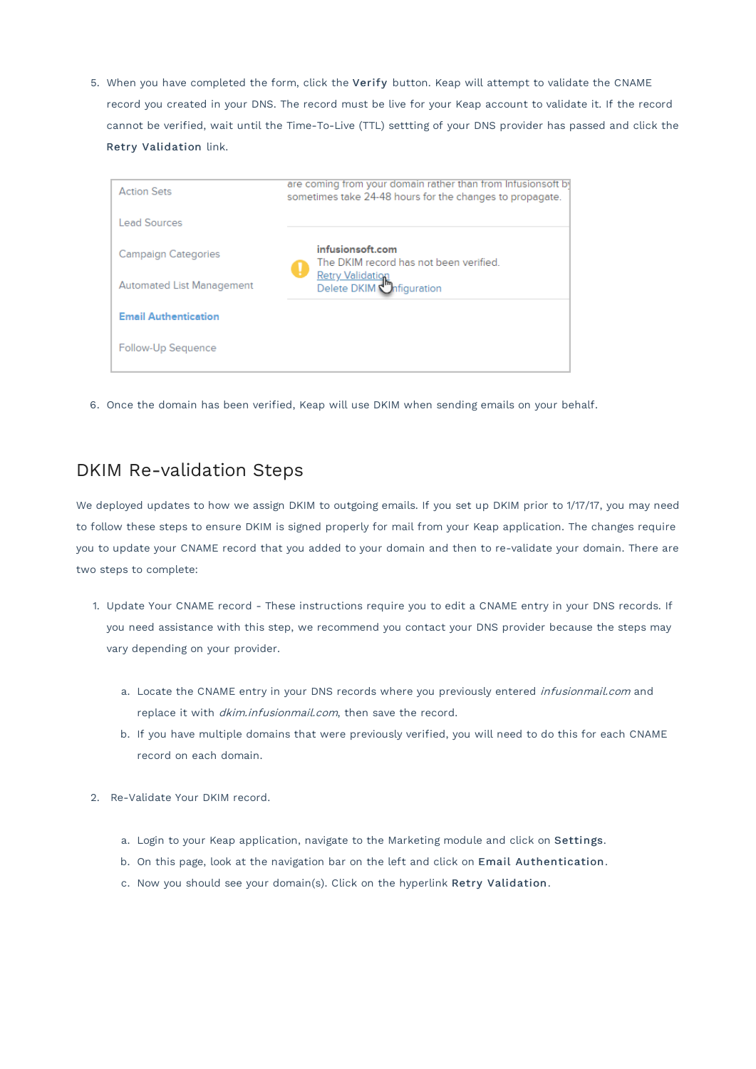5. When you have completed the form, click the **Verify** button. Keap will attempt to validate the CNAME record you created in your DNS. The record must be live for your Keap account to validate it. If the record cannot be verified, wait until the Time-To-Live (TTL) settting of your DNS provider has passed and click the **Retry Validation** link.

6. Once the domain has been verified, Keap will use DKIM when sending emails on your behalf.

## DKIM Re-validation Steps

We deployed updates to how we assign DKIM to outgoing emails. If you set up DKIM prior to 1/17/17, you may need to follow these steps to ensure DKIM is signed properly for mail from your Keap application. The changes require you to update your CNAME record that you added to your domain and then to re-validate your domain. There are two steps to complete:

1. Update Your CNAME record - These instructions require you to edit a CNAME entry in your DNS records. If you need assistance with this step, we recommend you contact your DNS provider because the steps may vary depending on your provider.

    a. Locate the CNAME entry in your DNS records where you previously entered *infusionmail.com* and replace it with *dkim.infusionmail.com*, then save the record.

    b. If you have multiple domains that were previously verified, you will need to do this for each CNAME record on each domain.

2. Re-Validate Your DKIM record.

    a. Login to your Keap application, navigate to the Marketing module and click on **Settings**.

    b. On this page, look at the navigation bar on the left and click on **Email Authentication**.

    c. Now you should see your domain(s). Click on the hyperlink **Retry Validation**.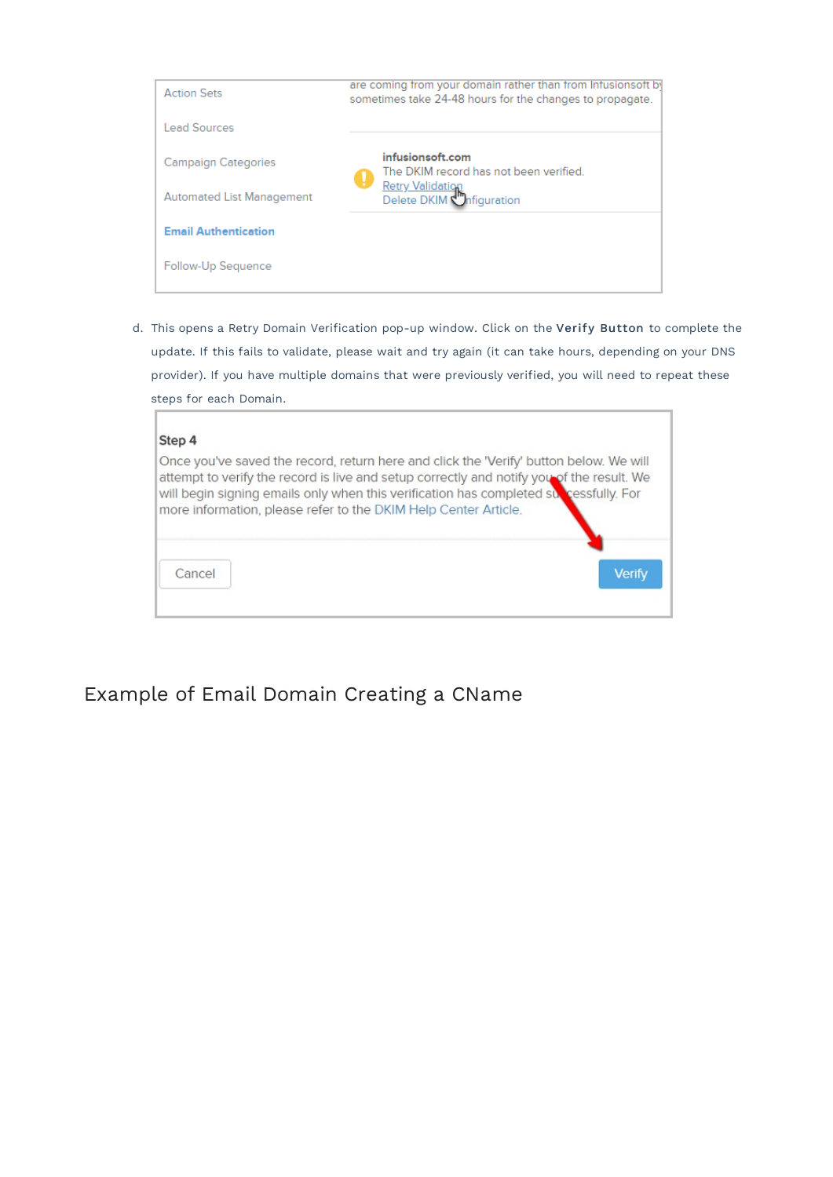Action Sets

Lead Sources

Campaign Categories

Automated List Management

**Email Authentication**

Follow-Up Sequence

are coming from your domain rather than from Infusionsoft by sometimes take 24-48 hours for the changes to propagate.

**infusionsoft.com**
The DKIM record has not been verified.
Retry Validation
Delete DKIM Configuration

d. This opens a Retry Domain Verification pop-up window. Click on the **Verify Button** to complete the update. If this fails to validate, please wait and try again (it can take hours, depending on your DNS provider). If you have multiple domains that were previously verified, you will need to repeat these steps for each Domain.

**Step 4**
Once you've saved the record, return here and click the 'Verify' button below. We will attempt to verify the record is live and setup correctly and notify you of the result. We will begin signing emails only when this verification has completed successfully. For more information, please refer to the DKIM Help Center Article.

Cancel Verify

## Example of Email Domain Creating a CName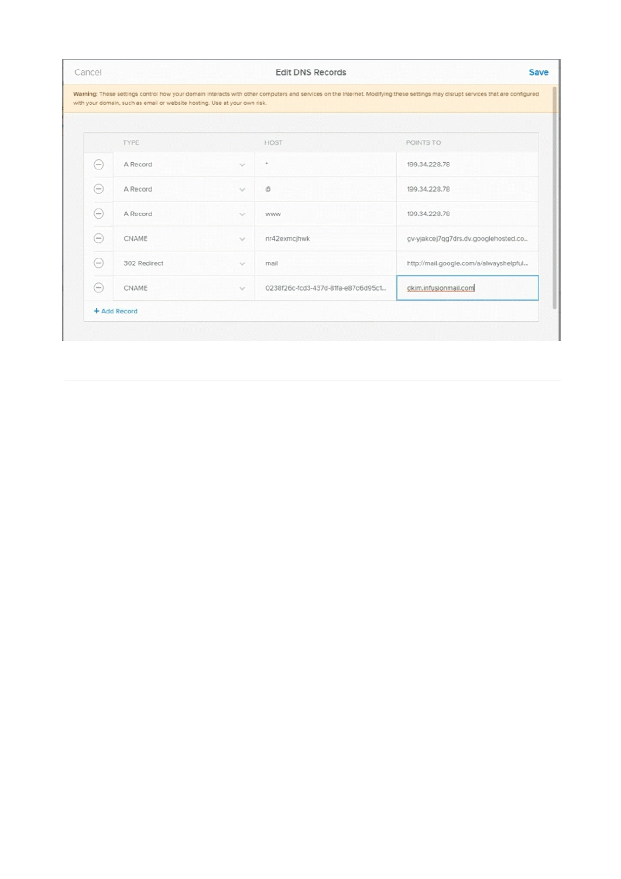Cancel **Edit DNS Records** **Save**

**Warning:** These settings control how your domain interacts with other computers and services on the Internet. Modifying these settings may disrupt services that are configured with your domain, such as email or website hosting. Use at your own risk.

| TYPE | HOST | POINTS TO |
|---|---|---|
| A Record | * | 199.34.228.78 |
| A Record | @ | 199.34.228.78 |
| A Record | www | 199.34.228.78 |
| CNAME | nr42exmcjhwk | gv-yjakcej7qg7drs.dv.googlehosted.co... |
| 302 Redirect | mail | http://mail.google.com/a/alwayshelpful... |
| CNAME | 0238f26c-fcd3-437d-81fa-e87d6d95c1... | dkim.infusionmail.com |

+ Add Record